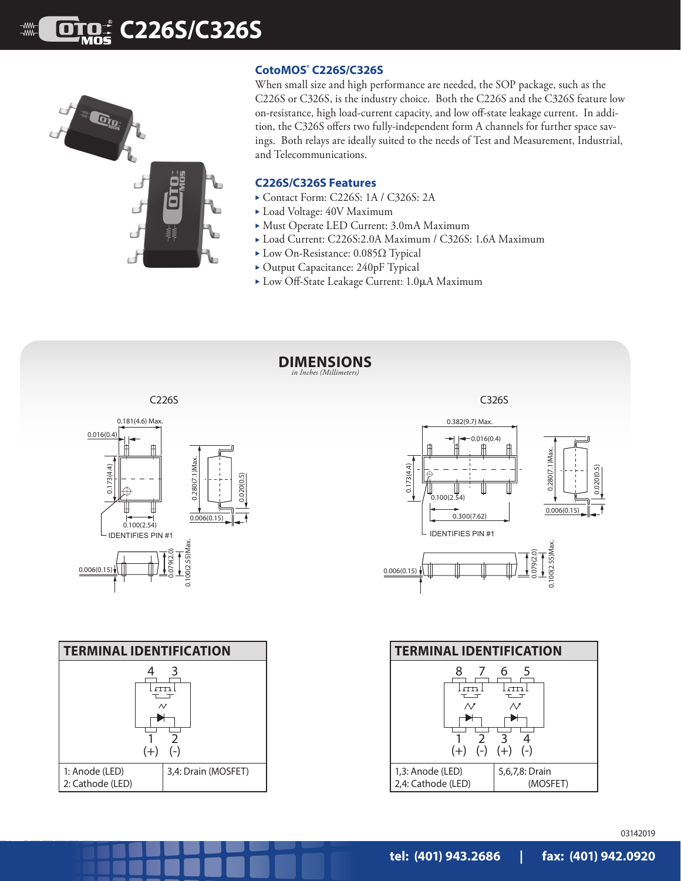# C226S/C326S

## CotoMOS® C226S/C326S

When small size and high performance are needed, the SOP package, such as the C226S or C326S, is the industry choice. Both the C226S and the C326S feature low on-resistance, high load-current capacity, and low off-state leakage current. In addition, the C326S offers two fully-independent form A channels for further space savings. Both relays are ideally suited to the needs of Test and Measurement, Industrial, and Telecommunications.

## C226S/C326S Features

- Contact Form: C226S: 1A / C326S: 2A
- Load Voltage: 40V Maximum
- Must Operate LED Current: 3.0mA Maximum
- Load Current: C226S:2.0A Maximum / C326S: 1.6A Maximum
- Low On-Resistance: 0.085Ω Typical
- Output Capacitance: 240pF Typical
- Low Off-State Leakage Current: 1.0μA Maximum

## DIMENSIONS

*in Inches (Millimeters)*

### C226S

0.181(4.6) Max.
0.016(0.4)
0.173(4.4)
0.280(7.1)Max.
0.020(0.5)
0.100(2.54)
0.006(0.15)
IDENTIFIES PIN #1
0.006(0.15)
0.079(2.0)
0.100(2.55)Max.

### C326S

0.382(9.7) Max.
0.016(0.4)
0.173(4.4)
0.280(7.1)Max.
0.020(0.5)
0.100(2.54)
0.300(7.62)
0.006(0.15)
IDENTIFIES PIN #1
0.006(0.15)
0.079(2.0)
0.100(2.55)Max.

## TERMINAL IDENTIFICATION (C226S)

Pins: 4, 3 (top); 1 (+), 2 (-) (bottom)

| | |
|---|---|
| 1: Anode (LED)<br>2: Cathode (LED) | 3,4: Drain (MOSFET) |

## TERMINAL IDENTIFICATION (C326S)

Pins: 8, 7, 6, 5 (top); 1 (+), 2 (-), 3 (+), 4 (-) (bottom)

| | |
|---|---|
| 1,3: Anode (LED)<br>2,4: Cathode (LED) | 5,6,7,8: Drain (MOSFET) |

03142019

tel: (401) 943.2686 | fax: (401) 942.0920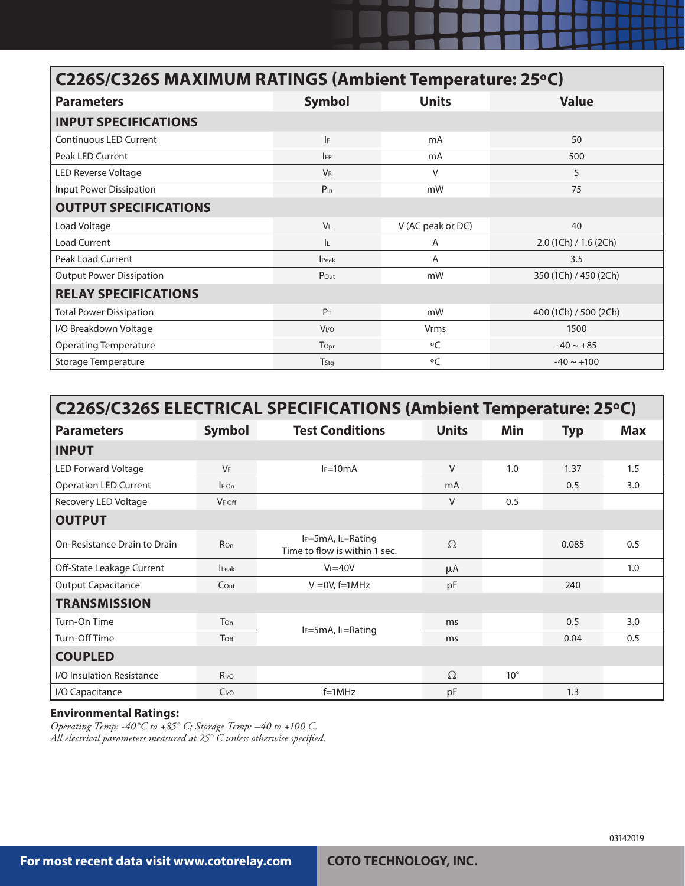| C226S/C326S MAXIMUM RATINGS (Ambient Temperature: 25°C) | | | |
|---|---|---|---|
| **Parameters** | **Symbol** | **Units** | **Value** |
| **INPUT SPECIFICATIONS** | | | |
| Continuous LED Current | $I_F$ | mA | 50 |
| Peak LED Current | $I_{FP}$ | mA | 500 |
| LED Reverse Voltage | $V_R$ | V | 5 |
| Input Power Dissipation | $P_{in}$ | mW | 75 |
| **OUTPUT SPECIFICATIONS** | | | |
| Load Voltage | $V_L$ | V (AC peak or DC) | 40 |
| Load Current | $I_L$ | A | 2.0 (1Ch) / 1.6 (2Ch) |
| Peak Load Current | $I_{Peak}$ | A | 3.5 |
| Output Power Dissipation | $P_{Out}$ | mW | 350 (1Ch) / 450 (2Ch) |
| **RELAY SPECIFICATIONS** | | | |
| Total Power Dissipation | $P_T$ | mW | 400 (1Ch) / 500 (2Ch) |
| I/O Breakdown Voltage | $V_{I/O}$ | Vrms | 1500 |
| Operating Temperature | $T_{Opr}$ | °C | -40 ~ +85 |
| Storage Temperature | $T_{Stg}$ | °C | -40 ~ +100 |

| C226S/C326S ELECTRICAL SPECIFICATIONS (Ambient Temperature: 25°C) | | | | | | |
|---|---|---|---|---|---|---|
| **Parameters** | **Symbol** | **Test Conditions** | **Units** | **Min** | **Typ** | **Max** |
| **INPUT** | | | | | | |
| LED Forward Voltage | $V_F$ | $I_F$=10mA | V | 1.0 | 1.37 | 1.5 |
| Operation LED Current | $I_{F\,On}$ | | mA | | 0.5 | 3.0 |
| Recovery LED Voltage | $V_{F\,Off}$ | | V | 0.5 | | |
| **OUTPUT** | | | | | | |
| On-Resistance Drain to Drain | $R_{On}$ | $I_F$=5mA, $I_L$=Rating<br>Time to flow is within 1 sec. | Ω | | 0.085 | 0.5 |
| Off-State Leakage Current | $I_{Leak}$ | $V_L$=40V | µA | | | 1.0 |
| Output Capacitance | $C_{Out}$ | $V_L$=0V, f=1MHz | pF | | 240 | |
| **TRANSMISSION** | | | | | | |
| Turn-On Time | $T_{On}$ | $I_F$=5mA, $I_L$=Rating | ms | | 0.5 | 3.0 |
| Turn-Off Time | $T_{Off}$ | $I_F$=5mA, $I_L$=Rating | ms | | 0.04 | 0.5 |
| **COUPLED** | | | | | | |
| I/O Insulation Resistance | $R_{I/O}$ | | Ω | $10^9$ | | |
| I/O Capacitance | $C_{I/O}$ | f=1MHz | pF | | 1.3 | |

**Environmental Ratings:**

*Operating Temp: -40°C to +85° C; Storage Temp: –40 to +100 C.*
*All electrical parameters measured at 25° C unless otherwise specified.*

03142019

For most recent data visit www.cotorelay.com

COTO TECHNOLOGY, INC.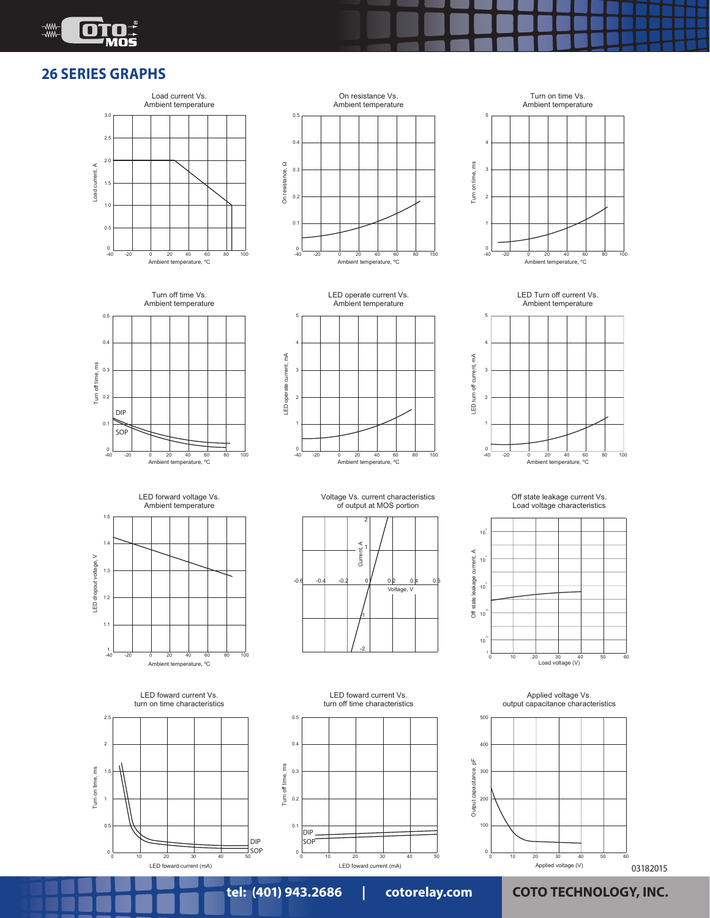# 26 SERIES GRAPHS

Load current Vs.
Ambient temperature

Load current, A: 0, 0.5, 1.0, 1.5, 2.0, 2.5, 3.0
Ambient temperature, °C: -40, -20, 0, 20, 40, 60, 80, 100

On resistance Vs.
Ambient temperature

On resistance, Ω: 0, 0.1, 0.2, 0.3, 0.4, 0.5
Ambient temperature, °C: -40, -20, 0, 20, 40, 60, 80, 100

Turn on time Vs.
Ambient temperature

Turn on time, ms: 0, 1, 2, 3, 4, 5
Ambient temperature, °C: -40, -20, 0, 20, 40, 60, 80, 100

Turn off time Vs.
Ambient temperature

Turn off time, ms: 0, 0.1, 0.2, 0.3, 0.4, 0.5
DIP
SOP
Ambient temperature, °C: -40, -20, 0, 20, 40, 60, 80, 100

LED operate current Vs.
Ambient temperature

LED operate current, mA: 0, 1, 2, 3, 4, 5
Ambient temperature, °C: -40, -20, 0, 20, 40, 60, 80, 100

LED Turn off current Vs.
Ambient temperature

LED turn off current, mA: 0, 1, 2, 3, 4, 5
Ambient temperature, °C: -40, -20, 0, 20, 40, 60, 80, 100

LED forward voltage Vs.
Ambient temperature

LED dropout voltage, V: 1, 1.1, 1.2, 1.3, 1.4, 1.5
Ambient temperature, °C: -40, -20, 0, 20, 40, 60, 80, 100

Voltage Vs. current characteristics
of output at MOS portion

Current, A: -2, -1, 0, 1, 2
Voltage, V: -0.6, -0.4, -0.2, 0, 0.2, 0.4, 0.6

Off state leakage current Vs.
Load voltage characteristics

Off state leakage current, A: $10^{-4}$, $10^{-6}$, $10^{-8}$, $10^{-10}$, $10^{-12}$
Load voltage (V): 0, 10, 20, 30, 40, 50, 60

LED foward current Vs.
turn on time characteristics

Turn on time, ms: 0, 0.5, 1, 1.5, 2, 2.5
DIP
SOP
LED foward current (mA): 0, 10, 20, 30, 40, 50

LED foward current Vs.
turn off time characteristics

Turn off time, ms: 0, 0.1, 0.2, 0.3, 0.4, 0.5
DIP
SOP
LED foward current (mA): 0, 10, 20, 30, 40, 50

Applied voltage Vs.
output capacitance characteristics

Output capacitance, pF: 0, 100, 200, 300, 400, 500
Applied voltage (V): 0, 10, 20, 30, 40, 50, 60

03182015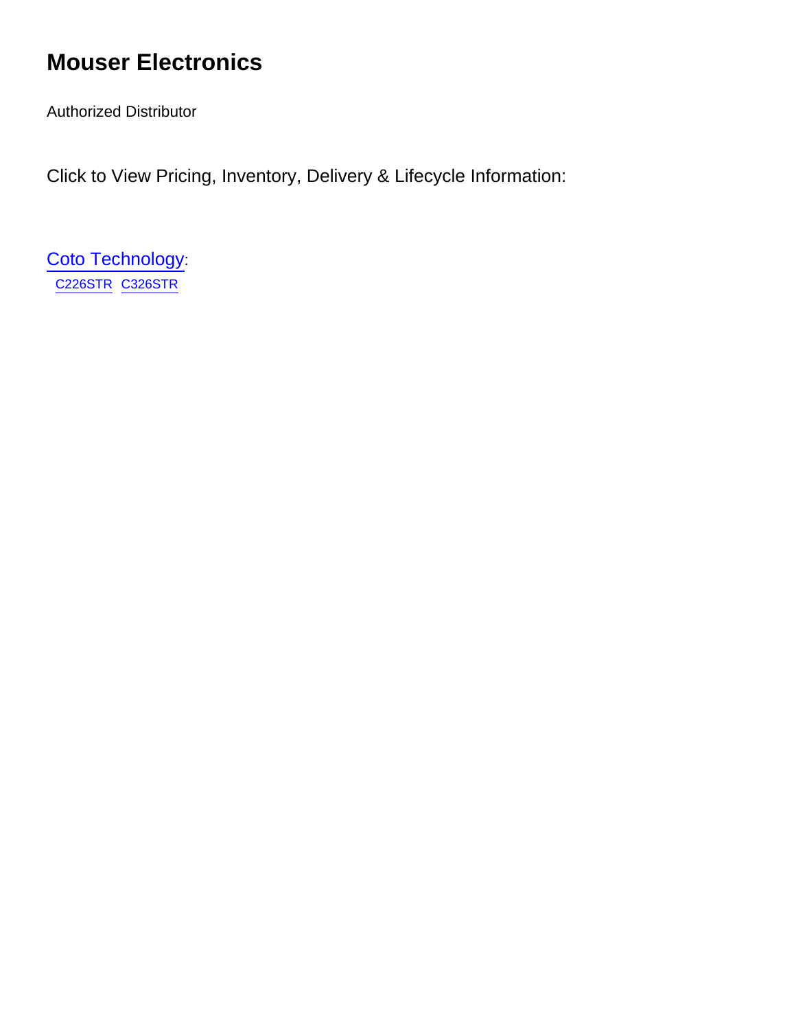# Mouser Electronics

Authorized Distributor

Click to View Pricing, Inventory, Delivery & Lifecycle Information:

Coto Technology:

C226STR C326STR